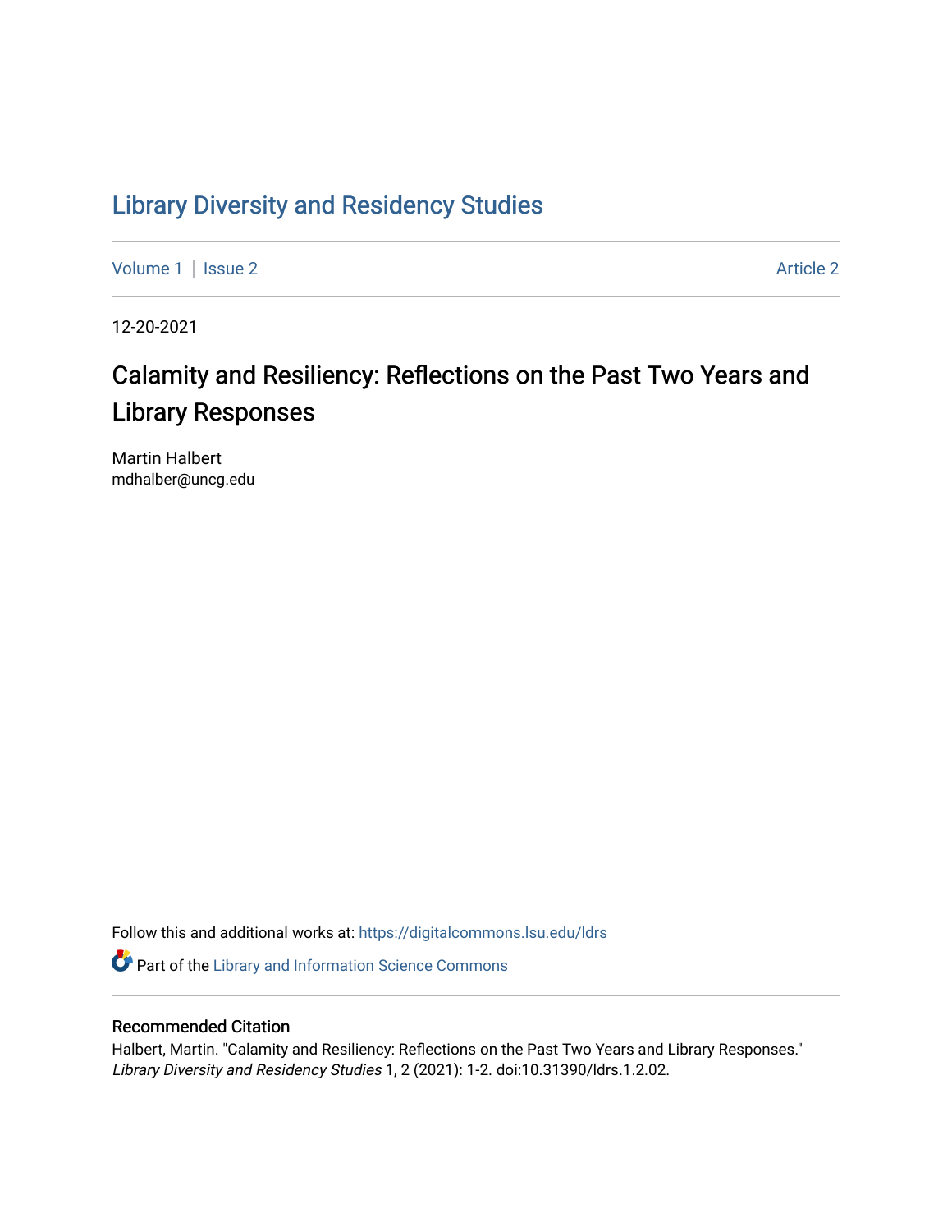# Library Diversity and Residency Studies

Volume 1 | Issue 2 | Article 2

12-20-2021

## Calamity and Resiliency: Reflections on the Past Two Years and Library Responses

Martin Halbert
mdhalber@uncg.edu

Follow this and additional works at: https://digitalcommons.lsu.edu/ldrs

Part of the Library and Information Science Commons

### Recommended Citation

Halbert, Martin. "Calamity and Resiliency: Reflections on the Past Two Years and Library Responses." *Library Diversity and Residency Studies* 1, 2 (2021): 1-2. doi:10.31390/ldrs.1.2.02.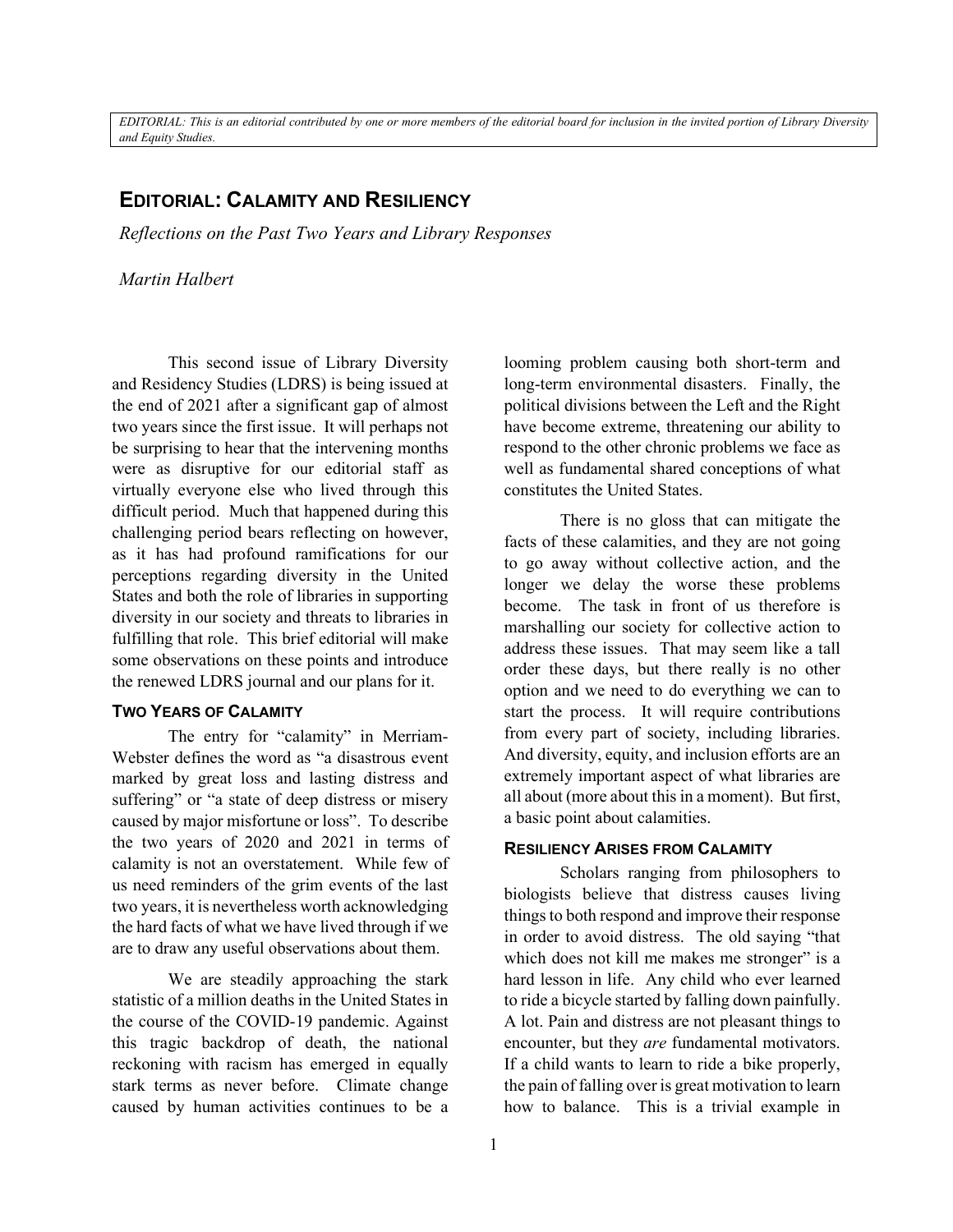*EDITORIAL: This is an editorial contributed by one or more members of the editorial board for inclusion in the invited portion of Library Diversity and Equity Studies.*

# EDITORIAL: CALAMITY AND RESILIENCY

*Reflections on the Past Two Years and Library Responses*

*Martin Halbert*

This second issue of Library Diversity and Residency Studies (LDRS) is being issued at the end of 2021 after a significant gap of almost two years since the first issue. It will perhaps not be surprising to hear that the intervening months were as disruptive for our editorial staff as virtually everyone else who lived through this difficult period. Much that happened during this challenging period bears reflecting on however, as it has had profound ramifications for our perceptions regarding diversity in the United States and both the role of libraries in supporting diversity in our society and threats to libraries in fulfilling that role. This brief editorial will make some observations on these points and introduce the renewed LDRS journal and our plans for it.

## TWO YEARS OF CALAMITY

The entry for "calamity" in Merriam-Webster defines the word as "a disastrous event marked by great loss and lasting distress and suffering" or "a state of deep distress or misery caused by major misfortune or loss". To describe the two years of 2020 and 2021 in terms of calamity is not an overstatement. While few of us need reminders of the grim events of the last two years, it is nevertheless worth acknowledging the hard facts of what we have lived through if we are to draw any useful observations about them.

We are steadily approaching the stark statistic of a million deaths in the United States in the course of the COVID-19 pandemic. Against this tragic backdrop of death, the national reckoning with racism has emerged in equally stark terms as never before. Climate change caused by human activities continues to be a looming problem causing both short-term and long-term environmental disasters. Finally, the political divisions between the Left and the Right have become extreme, threatening our ability to respond to the other chronic problems we face as well as fundamental shared conceptions of what constitutes the United States.

There is no gloss that can mitigate the facts of these calamities, and they are not going to go away without collective action, and the longer we delay the worse these problems become. The task in front of us therefore is marshalling our society for collective action to address these issues. That may seem like a tall order these days, but there really is no other option and we need to do everything we can to start the process. It will require contributions from every part of society, including libraries. And diversity, equity, and inclusion efforts are an extremely important aspect of what libraries are all about (more about this in a moment). But first, a basic point about calamities.

## RESILIENCY ARISES FROM CALAMITY

Scholars ranging from philosophers to biologists believe that distress causes living things to both respond and improve their response in order to avoid distress. The old saying "that which does not kill me makes me stronger" is a hard lesson in life. Any child who ever learned to ride a bicycle started by falling down painfully. A lot. Pain and distress are not pleasant things to encounter, but they *are* fundamental motivators. If a child wants to learn to ride a bike properly, the pain of falling over is great motivation to learn how to balance. This is a trivial example in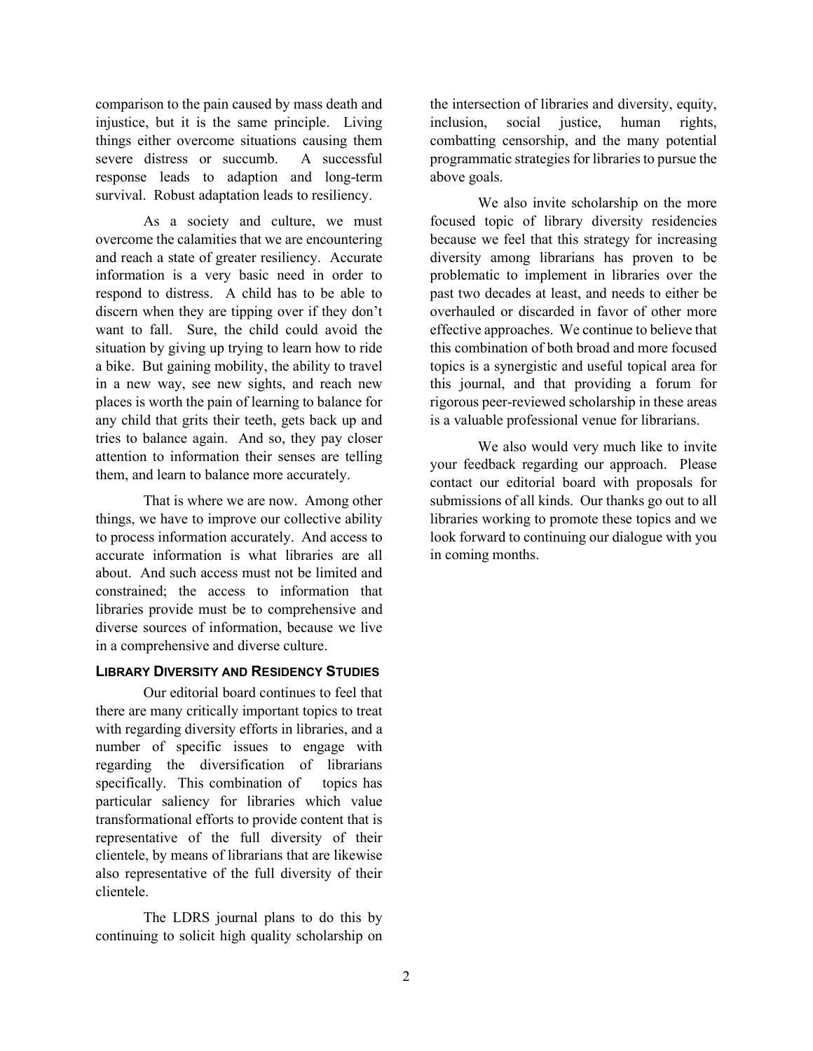comparison to the pain caused by mass death and injustice, but it is the same principle. Living things either overcome situations causing them severe distress or succumb. A successful response leads to adaption and long-term survival. Robust adaptation leads to resiliency.

As a society and culture, we must overcome the calamities that we are encountering and reach a state of greater resiliency. Accurate information is a very basic need in order to respond to distress. A child has to be able to discern when they are tipping over if they don't want to fall. Sure, the child could avoid the situation by giving up trying to learn how to ride a bike. But gaining mobility, the ability to travel in a new way, see new sights, and reach new places is worth the pain of learning to balance for any child that grits their teeth, gets back up and tries to balance again. And so, they pay closer attention to information their senses are telling them, and learn to balance more accurately.

That is where we are now. Among other things, we have to improve our collective ability to process information accurately. And access to accurate information is what libraries are all about. And such access must not be limited and constrained; the access to information that libraries provide must be to comprehensive and diverse sources of information, because we live in a comprehensive and diverse culture.

### Library Diversity and Residency Studies

Our editorial board continues to feel that there are many critically important topics to treat with regarding diversity efforts in libraries, and a number of specific issues to engage with regarding the diversification of librarians specifically. This combination of topics has particular saliency for libraries which value transformational efforts to provide content that is representative of the full diversity of their clientele, by means of librarians that are likewise also representative of the full diversity of their clientele.

The LDRS journal plans to do this by continuing to solicit high quality scholarship on the intersection of libraries and diversity, equity, inclusion, social justice, human rights, combatting censorship, and the many potential programmatic strategies for libraries to pursue the above goals.

We also invite scholarship on the more focused topic of library diversity residencies because we feel that this strategy for increasing diversity among librarians has proven to be problematic to implement in libraries over the past two decades at least, and needs to either be overhauled or discarded in favor of other more effective approaches. We continue to believe that this combination of both broad and more focused topics is a synergistic and useful topical area for this journal, and that providing a forum for rigorous peer-reviewed scholarship in these areas is a valuable professional venue for librarians.

We also would very much like to invite your feedback regarding our approach. Please contact our editorial board with proposals for submissions of all kinds. Our thanks go out to all libraries working to promote these topics and we look forward to continuing our dialogue with you in coming months.